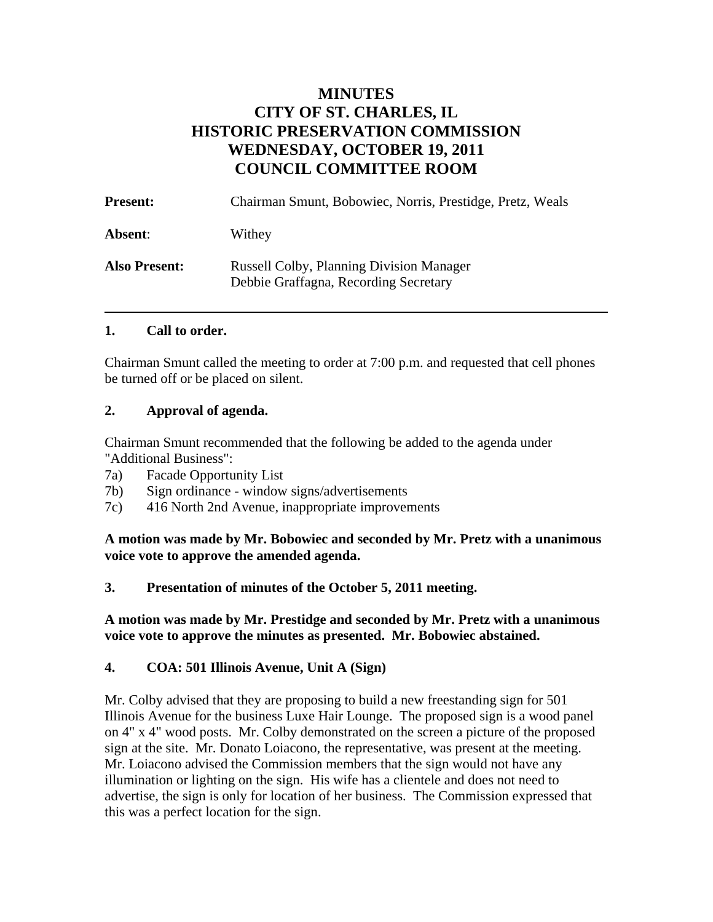# MINUTES
# CITY OF ST. CHARLES, IL
# HISTORIC PRESERVATION COMMISSION
# WEDNESDAY, OCTOBER 19, 2011
# COUNCIL COMMITTEE ROOM

| | |
|---|---|
| **Present:** | Chairman Smunt, Bobowiec, Norris, Prestidge, Pretz, Weals |
| **Absent**: | Withey |
| **Also Present:** | Russell Colby, Planning Division Manager<br>Debbie Graffagna, Recording Secretary |

---

### 1. Call to order.

Chairman Smunt called the meeting to order at 7:00 p.m. and requested that cell phones be turned off or be placed on silent.

### 2. Approval of agenda.

Chairman Smunt recommended that the following be added to the agenda under "Additional Business":

7a) Facade Opportunity List
7b) Sign ordinance - window signs/advertisements
7c) 416 North 2nd Avenue, inappropriate improvements

**A motion was made by Mr. Bobowiec and seconded by Mr. Pretz with a unanimous voice vote to approve the amended agenda.**

### 3. Presentation of minutes of the October 5, 2011 meeting.

**A motion was made by Mr. Prestidge and seconded by Mr. Pretz with a unanimous voice vote to approve the minutes as presented. Mr. Bobowiec abstained.**

### 4. COA: 501 Illinois Avenue, Unit A (Sign)

Mr. Colby advised that they are proposing to build a new freestanding sign for 501 Illinois Avenue for the business Luxe Hair Lounge. The proposed sign is a wood panel on 4" x 4" wood posts. Mr. Colby demonstrated on the screen a picture of the proposed sign at the site. Mr. Donato Loiacono, the representative, was present at the meeting. Mr. Loiacono advised the Commission members that the sign would not have any illumination or lighting on the sign. His wife has a clientele and does not need to advertise, the sign is only for location of her business. The Commission expressed that this was a perfect location for the sign.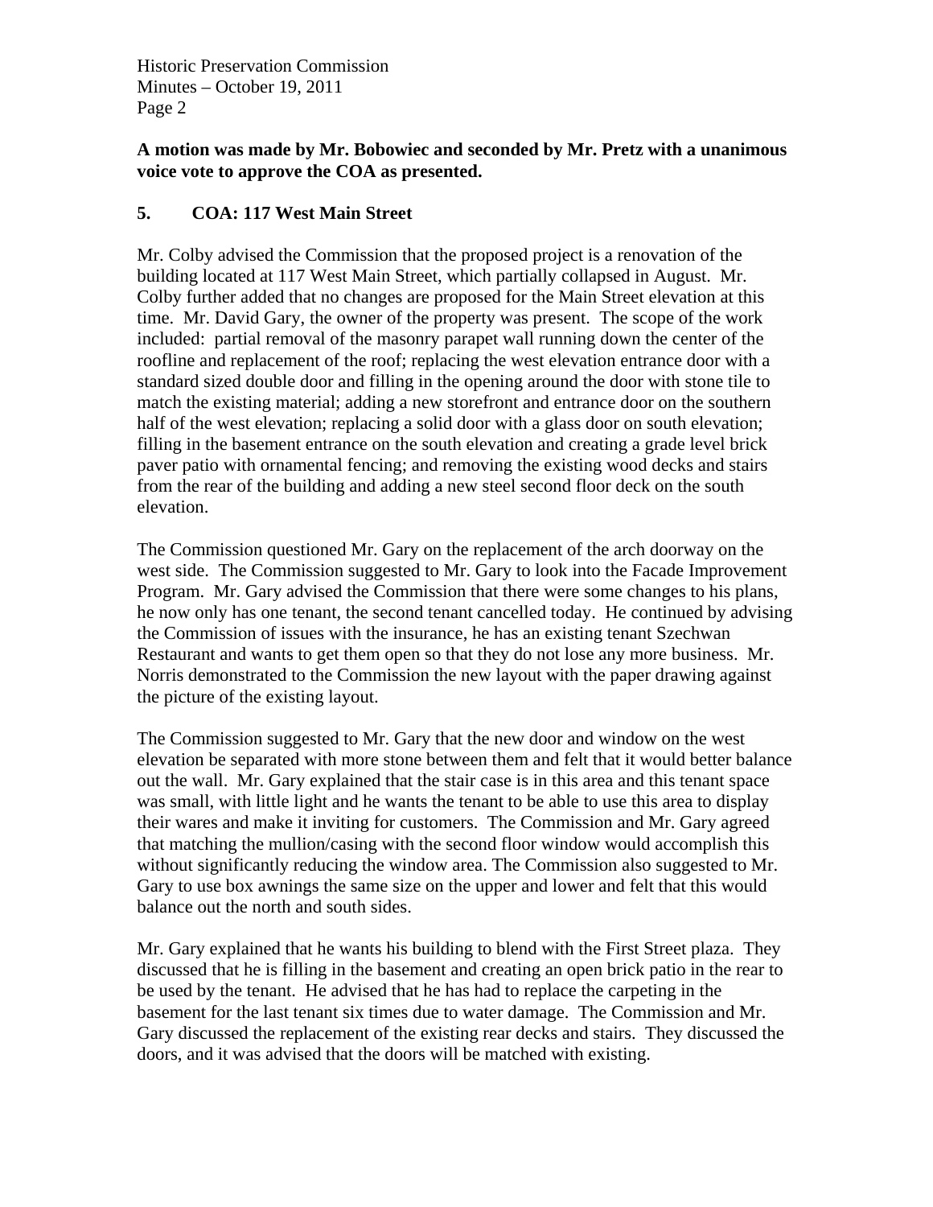**A motion was made by Mr. Bobowiec and seconded by Mr. Pretz with a unanimous voice vote to approve the COA as presented.**

## 5. COA: 117 West Main Street

Mr. Colby advised the Commission that the proposed project is a renovation of the building located at 117 West Main Street, which partially collapsed in August. Mr. Colby further added that no changes are proposed for the Main Street elevation at this time. Mr. David Gary, the owner of the property was present. The scope of the work included: partial removal of the masonry parapet wall running down the center of the roofline and replacement of the roof; replacing the west elevation entrance door with a standard sized double door and filling in the opening around the door with stone tile to match the existing material; adding a new storefront and entrance door on the southern half of the west elevation; replacing a solid door with a glass door on south elevation; filling in the basement entrance on the south elevation and creating a grade level brick paver patio with ornamental fencing; and removing the existing wood decks and stairs from the rear of the building and adding a new steel second floor deck on the south elevation.

The Commission questioned Mr. Gary on the replacement of the arch doorway on the west side. The Commission suggested to Mr. Gary to look into the Facade Improvement Program. Mr. Gary advised the Commission that there were some changes to his plans, he now only has one tenant, the second tenant cancelled today. He continued by advising the Commission of issues with the insurance, he has an existing tenant Szechwan Restaurant and wants to get them open so that they do not lose any more business. Mr. Norris demonstrated to the Commission the new layout with the paper drawing against the picture of the existing layout.

The Commission suggested to Mr. Gary that the new door and window on the west elevation be separated with more stone between them and felt that it would better balance out the wall. Mr. Gary explained that the stair case is in this area and this tenant space was small, with little light and he wants the tenant to be able to use this area to display their wares and make it inviting for customers. The Commission and Mr. Gary agreed that matching the mullion/casing with the second floor window would accomplish this without significantly reducing the window area. The Commission also suggested to Mr. Gary to use box awnings the same size on the upper and lower and felt that this would balance out the north and south sides.

Mr. Gary explained that he wants his building to blend with the First Street plaza. They discussed that he is filling in the basement and creating an open brick patio in the rear to be used by the tenant. He advised that he has had to replace the carpeting in the basement for the last tenant six times due to water damage. The Commission and Mr. Gary discussed the replacement of the existing rear decks and stairs. They discussed the doors, and it was advised that the doors will be matched with existing.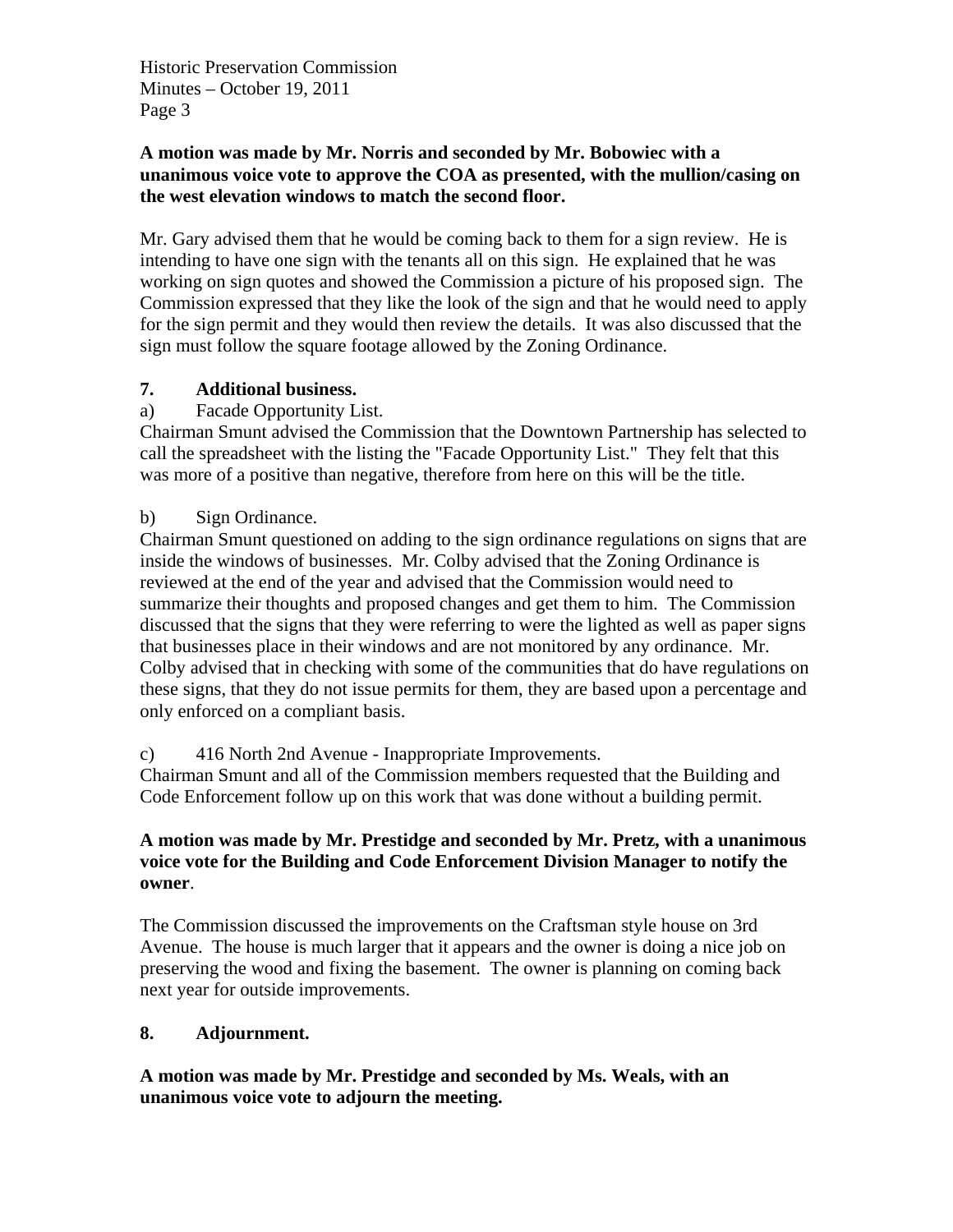**A motion was made by Mr. Norris and seconded by Mr. Bobowiec with a unanimous voice vote to approve the COA as presented, with the mullion/casing on the west elevation windows to match the second floor.**

Mr. Gary advised them that he would be coming back to them for a sign review. He is intending to have one sign with the tenants all on this sign. He explained that he was working on sign quotes and showed the Commission a picture of his proposed sign. The Commission expressed that they like the look of the sign and that he would need to apply for the sign permit and they would then review the details. It was also discussed that the sign must follow the square footage allowed by the Zoning Ordinance.

**7. Additional business.**

a) Facade Opportunity List.

Chairman Smunt advised the Commission that the Downtown Partnership has selected to call the spreadsheet with the listing the "Facade Opportunity List." They felt that this was more of a positive than negative, therefore from here on this will be the title.

b) Sign Ordinance.

Chairman Smunt questioned on adding to the sign ordinance regulations on signs that are inside the windows of businesses. Mr. Colby advised that the Zoning Ordinance is reviewed at the end of the year and advised that the Commission would need to summarize their thoughts and proposed changes and get them to him. The Commission discussed that the signs that they were referring to were the lighted as well as paper signs that businesses place in their windows and are not monitored by any ordinance. Mr. Colby advised that in checking with some of the communities that do have regulations on these signs, that they do not issue permits for them, they are based upon a percentage and only enforced on a compliant basis.

c) 416 North 2nd Avenue - Inappropriate Improvements.

Chairman Smunt and all of the Commission members requested that the Building and Code Enforcement follow up on this work that was done without a building permit.

**A motion was made by Mr. Prestidge and seconded by Mr. Pretz, with a unanimous voice vote for the Building and Code Enforcement Division Manager to notify the owner**.

The Commission discussed the improvements on the Craftsman style house on 3rd Avenue. The house is much larger that it appears and the owner is doing a nice job on preserving the wood and fixing the basement. The owner is planning on coming back next year for outside improvements.

**8. Adjournment.**

**A motion was made by Mr. Prestidge and seconded by Ms. Weals, with an unanimous voice vote to adjourn the meeting.**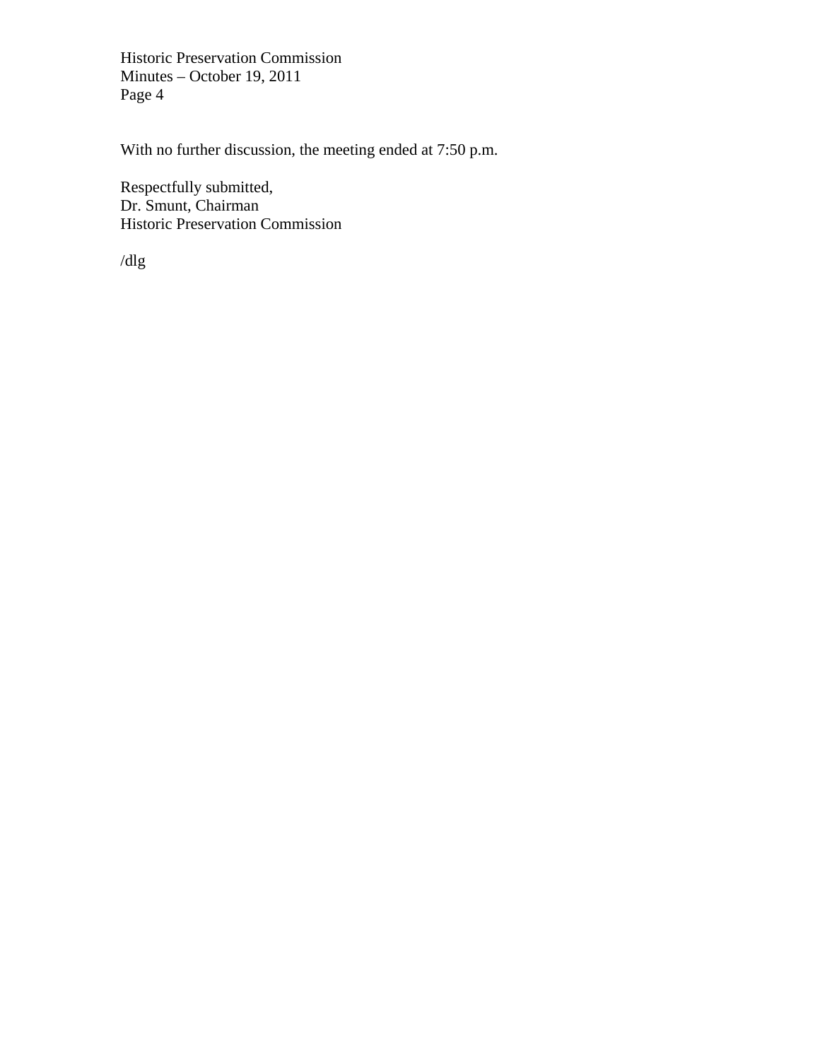With no further discussion, the meeting ended at 7:50 p.m.

Respectfully submitted,
Dr. Smunt, Chairman
Historic Preservation Commission

/dlg